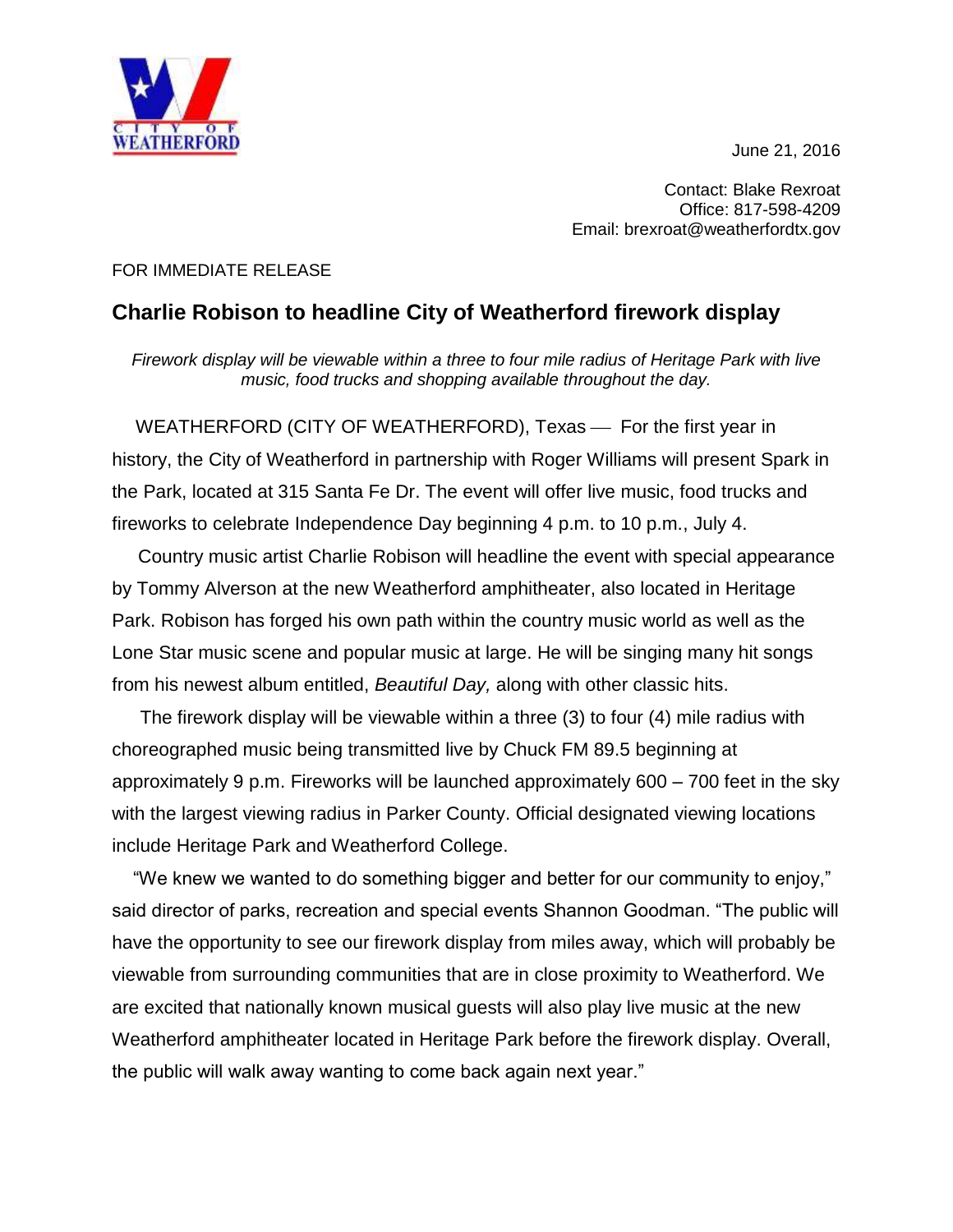CITY OF WEATHERFORD

June 21, 2016

Contact: Blake Rexroat
Office: 817-598-4209
Email: brexroat@weatherfordtx.gov

FOR IMMEDIATE RELEASE

## Charlie Robison to headline City of Weatherford firework display

*Firework display will be viewable within a three to four mile radius of Heritage Park with live music, food trucks and shopping available throughout the day.*

WEATHERFORD (CITY OF WEATHERFORD), Texas — For the first year in history, the City of Weatherford in partnership with Roger Williams will present Spark in the Park, located at 315 Santa Fe Dr. The event will offer live music, food trucks and fireworks to celebrate Independence Day beginning 4 p.m. to 10 p.m., July 4.

Country music artist Charlie Robison will headline the event with special appearance by Tommy Alverson at the new Weatherford amphitheater, also located in Heritage Park. Robison has forged his own path within the country music world as well as the Lone Star music scene and popular music at large. He will be singing many hit songs from his newest album entitled, *Beautiful Day,* along with other classic hits.

The firework display will be viewable within a three (3) to four (4) mile radius with choreographed music being transmitted live by Chuck FM 89.5 beginning at approximately 9 p.m. Fireworks will be launched approximately 600 – 700 feet in the sky with the largest viewing radius in Parker County. Official designated viewing locations include Heritage Park and Weatherford College.

"We knew we wanted to do something bigger and better for our community to enjoy," said director of parks, recreation and special events Shannon Goodman. "The public will have the opportunity to see our firework display from miles away, which will probably be viewable from surrounding communities that are in close proximity to Weatherford. We are excited that nationally known musical guests will also play live music at the new Weatherford amphitheater located in Heritage Park before the firework display. Overall, the public will walk away wanting to come back again next year."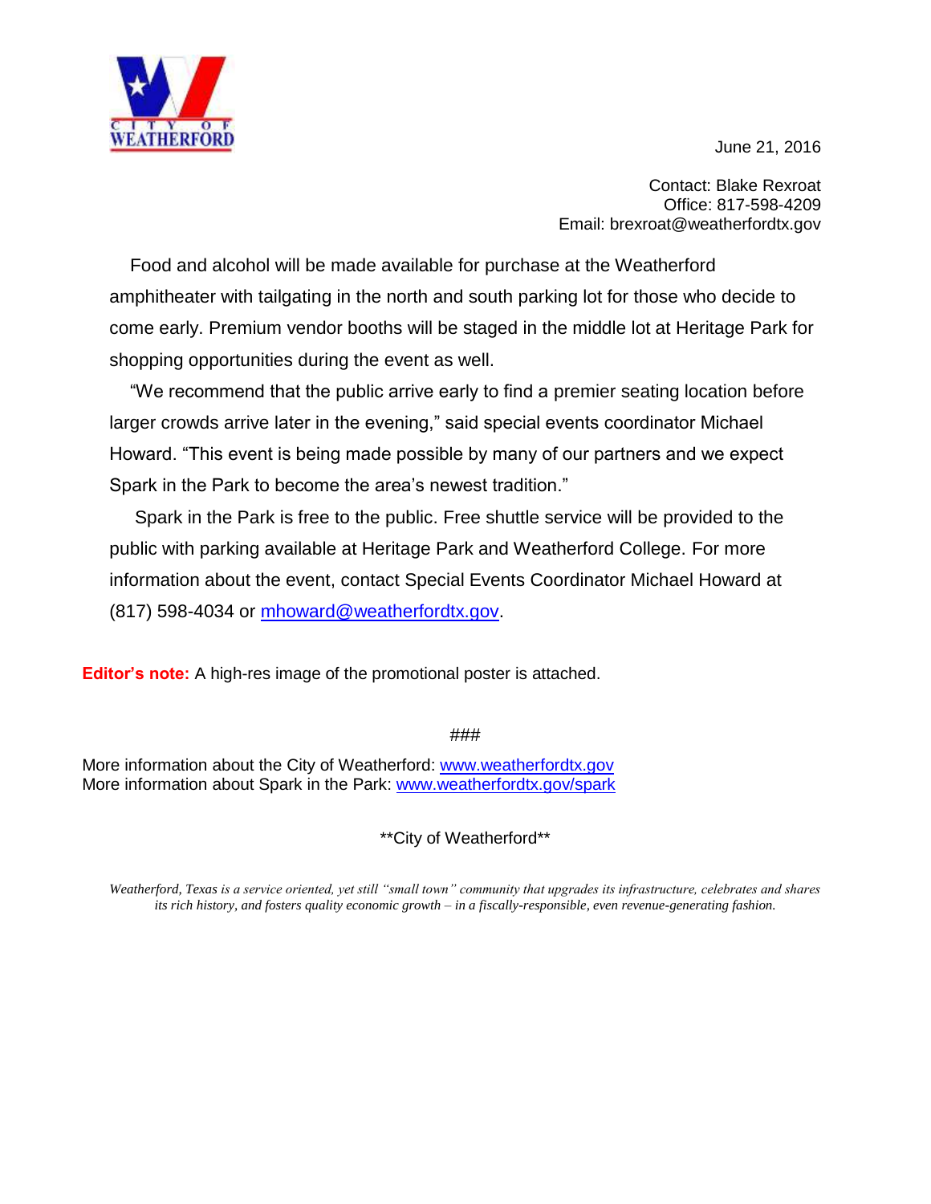June 21, 2016

Contact: Blake Rexroat
Office: 817-598-4209
Email: brexroat@weatherfordtx.gov

Food and alcohol will be made available for purchase at the Weatherford amphitheater with tailgating in the north and south parking lot for those who decide to come early. Premium vendor booths will be staged in the middle lot at Heritage Park for shopping opportunities during the event as well.

"We recommend that the public arrive early to find a premier seating location before larger crowds arrive later in the evening," said special events coordinator Michael Howard. "This event is being made possible by many of our partners and we expect Spark in the Park to become the area's newest tradition."

Spark in the Park is free to the public. Free shuttle service will be provided to the public with parking available at Heritage Park and Weatherford College. For more information about the event, contact Special Events Coordinator Michael Howard at (817) 598-4034 or mhoward@weatherfordtx.gov.

**Editor's note:** A high-res image of the promotional poster is attached.

###

More information about the City of Weatherford: www.weatherfordtx.gov
More information about Spark in the Park: www.weatherfordtx.gov/spark

**City of Weatherford**

*Weatherford, Texas is a service oriented, yet still "small town" community that upgrades its infrastructure, celebrates and shares its rich history, and fosters quality economic growth – in a fiscally-responsible, even revenue-generating fashion.*